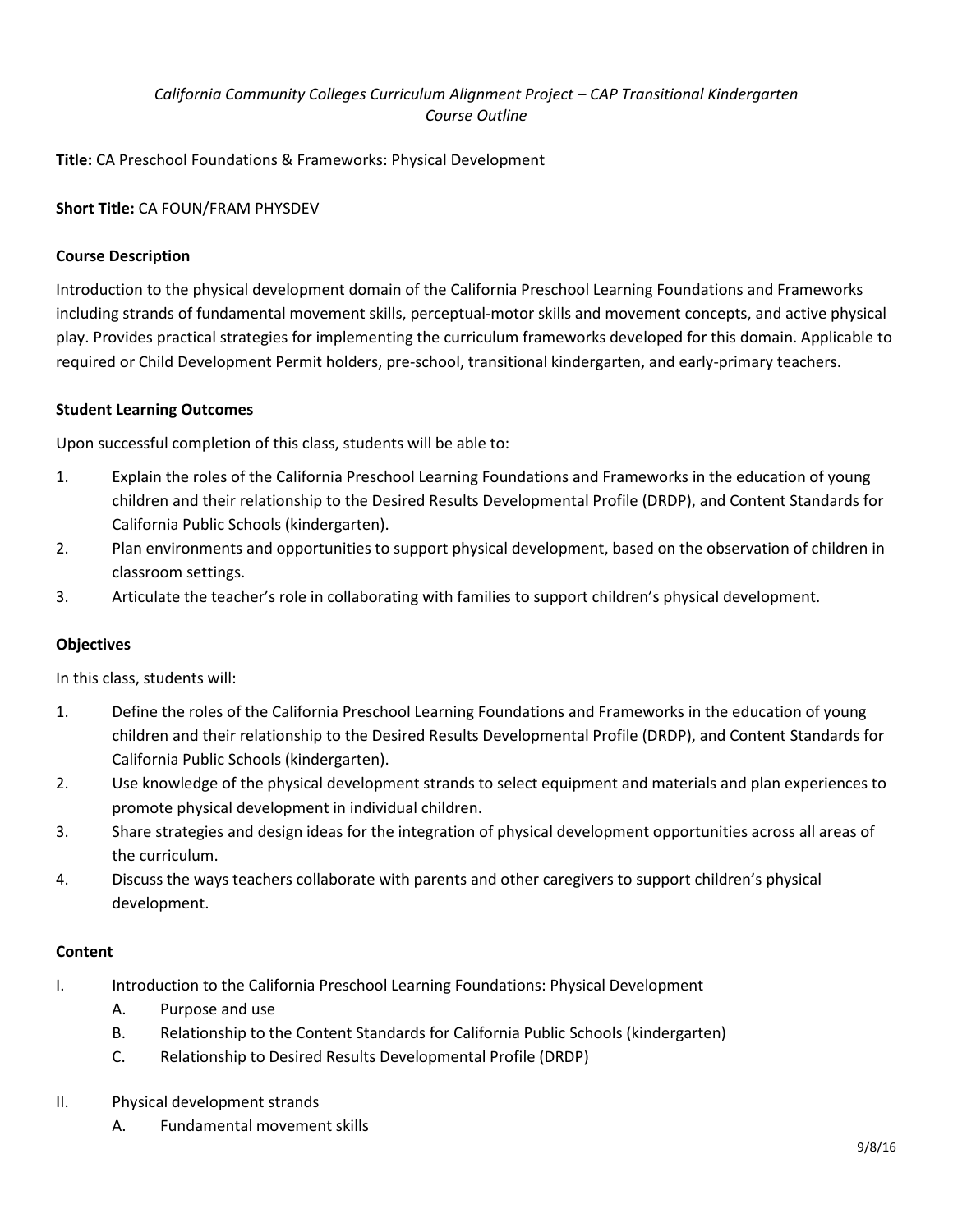*California Community Colleges Curriculum Alignment Project – CAP Transitional Kindergarten*
*Course Outline*

**Title:** CA Preschool Foundations & Frameworks: Physical Development

**Short Title:** CA FOUN/FRAM PHYSDEV

**Course Description**

Introduction to the physical development domain of the California Preschool Learning Foundations and Frameworks including strands of fundamental movement skills, perceptual-motor skills and movement concepts, and active physical play. Provides practical strategies for implementing the curriculum frameworks developed for this domain. Applicable to required or Child Development Permit holders, pre-school, transitional kindergarten, and early-primary teachers.

**Student Learning Outcomes**

Upon successful completion of this class, students will be able to:

1. Explain the roles of the California Preschool Learning Foundations and Frameworks in the education of young children and their relationship to the Desired Results Developmental Profile (DRDP), and Content Standards for California Public Schools (kindergarten).
2. Plan environments and opportunities to support physical development, based on the observation of children in classroom settings.
3. Articulate the teacher's role in collaborating with families to support children's physical development.

**Objectives**

In this class, students will:

1. Define the roles of the California Preschool Learning Foundations and Frameworks in the education of young children and their relationship to the Desired Results Developmental Profile (DRDP), and Content Standards for California Public Schools (kindergarten).
2. Use knowledge of the physical development strands to select equipment and materials and plan experiences to promote physical development in individual children.
3. Share strategies and design ideas for the integration of physical development opportunities across all areas of the curriculum.
4. Discuss the ways teachers collaborate with parents and other caregivers to support children's physical development.

**Content**

I. Introduction to the California Preschool Learning Foundations: Physical Development
   A. Purpose and use
   B. Relationship to the Content Standards for California Public Schools (kindergarten)
   C. Relationship to Desired Results Developmental Profile (DRDP)

II. Physical development strands
   A. Fundamental movement skills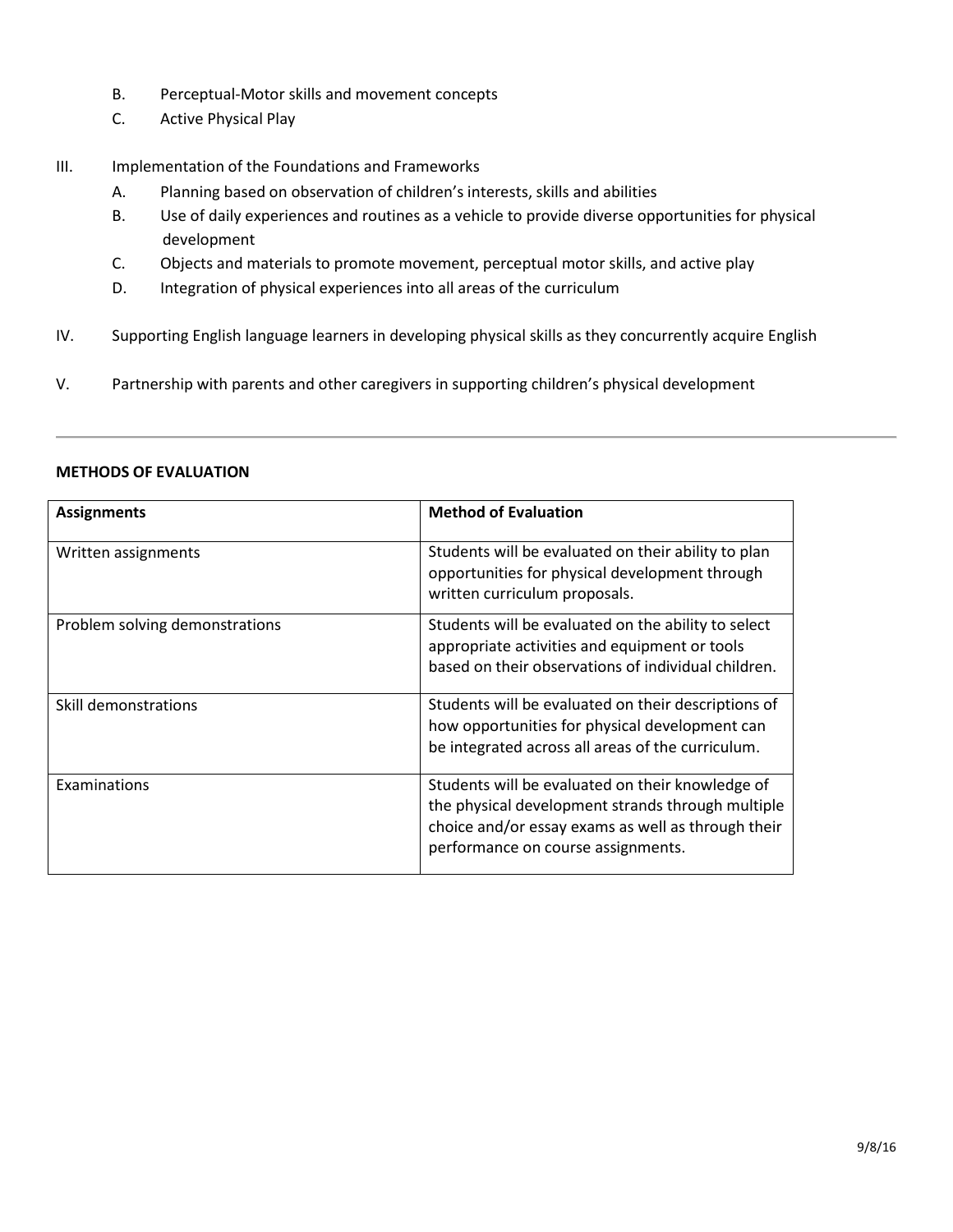B. Perceptual-Motor skills and movement concepts

C. Active Physical Play

III. Implementation of the Foundations and Frameworks

A. Planning based on observation of children's interests, skills and abilities

B. Use of daily experiences and routines as a vehicle to provide diverse opportunities for physical development

C. Objects and materials to promote movement, perceptual motor skills, and active play

D. Integration of physical experiences into all areas of the curriculum

IV. Supporting English language learners in developing physical skills as they concurrently acquire English

V. Partnership with parents and other caregivers in supporting children's physical development

---

**METHODS OF EVALUATION**

| Assignments | Method of Evaluation |
|---|---|
| Written assignments | Students will be evaluated on their ability to plan opportunities for physical development through written curriculum proposals. |
| Problem solving demonstrations | Students will be evaluated on the ability to select appropriate activities and equipment or tools based on their observations of individual children. |
| Skill demonstrations | Students will be evaluated on their descriptions of how opportunities for physical development can be integrated across all areas of the curriculum. |
| Examinations | Students will be evaluated on their knowledge of the physical development strands through multiple choice and/or essay exams as well as through their performance on course assignments. |

9/8/16